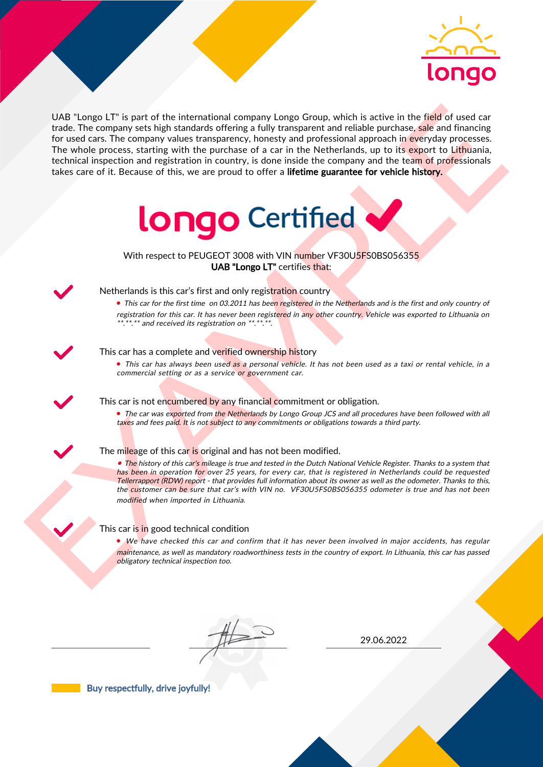longo

UAB "Longo LT" is part of the international company Longo Group, which is active in the field of used car trade. The company sets high standards offering a fully transparent and reliable purchase, sale and financing for used cars. The company values transparency, honesty and professional approach in everyday processes. The whole process, starting with the purchase of a car in the Netherlands, up to its export to Lithuania, technical inspection and registration in country, is done inside the company and the team of professionals takes care of it. Because of this, we are proud to offer a **lifetime guarantee for vehicle history.**

# longo Certified ✔

With respect to PEUGEOT 3008 with VIN number VF30U5FS0BS056355
**UAB "Longo LT"** certifies that:

✔ Netherlands is this car's first and only registration country

- *This car for the first time on 03.2011 has been registered in the Netherlands and is the first and only country of registration for this car. It has never been registered in any other country. Vehicle was exported to Lithuania on **.**.** and received its registration on **.**.**.*

✔ This car has a complete and verified ownership history

- *This car has always been used as a personal vehicle. It has not been used as a taxi or rental vehicle, in a commercial setting or as a service or government car.*

✔ This car is not encumbered by any financial commitment or obligation.

- *The car was exported from the Netherlands by Longo Group JCS and all procedures have been followed with all taxes and fees paid. It is not subject to any commitments or obligations towards a third party.*

✔ The mileage of this car is original and has not been modified.

- *The history of this car's mileage is true and tested in the Dutch National Vehicle Register. Thanks to a system that has been in operation for over 25 years, for every car, that is registered in Netherlands could be requested Tellerrapport (RDW) report - that provides full information about its owner as well as the odometer. Thanks to this, the customer can be sure that car's with VIN no. VF30U5FS0BS056355 odometer is true and has not been modified when imported in Lithuania.*

✔ This car is in good technical condition

- *We have checked this car and confirm that it has never been involved in major accidents, has regular maintenance, as well as mandatory roadworthiness tests in the country of export. In Lithuania, this car has passed obligatory technical inspection too.*

29.06.2022

EXAMPLE

Buy respectfully, drive joyfully!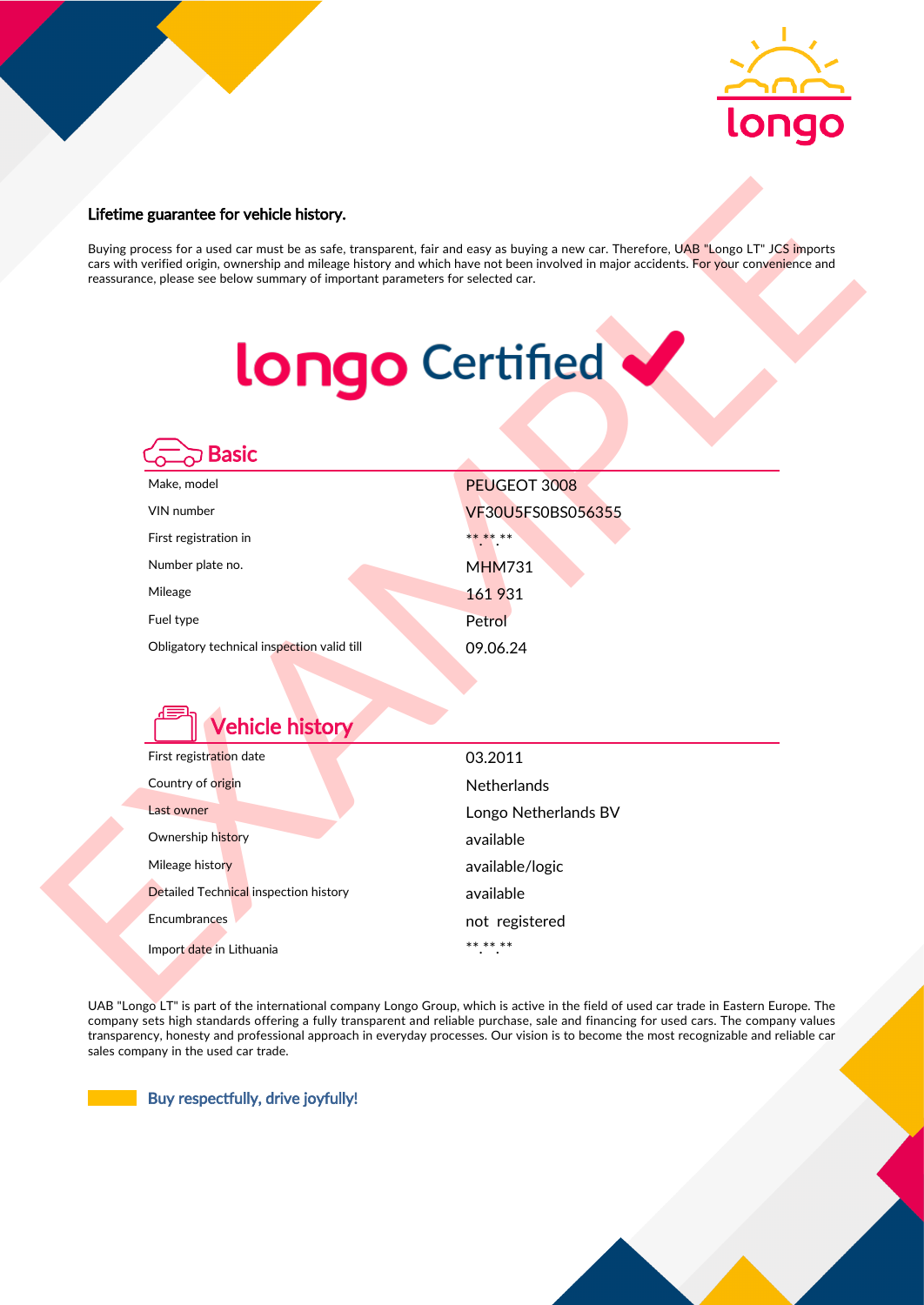longo

## Lifetime guarantee for vehicle history.

Buying process for a used car must be as safe, transparent, fair and easy as buying a new car. Therefore, UAB "Longo LT" JCS imports cars with verified origin, ownership and mileage history and which have not been involved in major accidents. For your convenience and reassurance, please see below summary of important parameters for selected car.

# longo Certified

EXAMPLE

## Basic

| | |
|---|---|
| Make, model | PEUGEOT 3008 |
| VIN number | VF30U5FS0BS056355 |
| First registration in | **.**.** |
| Number plate no. | MHM731 |
| Mileage | 161 931 |
| Fuel type | Petrol |
| Obligatory technical inspection valid till | 09.06.24 |

## Vehicle history

| | |
|---|---|
| First registration date | 03.2011 |
| Country of origin | Netherlands |
| Last owner | Longo Netherlands BV |
| Ownership history | available |
| Mileage history | available/logic |
| Detailed Technical inspection history | available |
| Encumbrances | not registered |
| Import date in Lithuania | **.**.** |

UAB "Longo LT" is part of the international company Longo Group, which is active in the field of used car trade in Eastern Europe. The company sets high standards offering a fully transparent and reliable purchase, sale and financing for used cars. The company values transparency, honesty and professional approach in everyday processes. Our vision is to become the most recognizable and reliable car sales company in the used car trade.

Buy respectfully, drive joyfully!